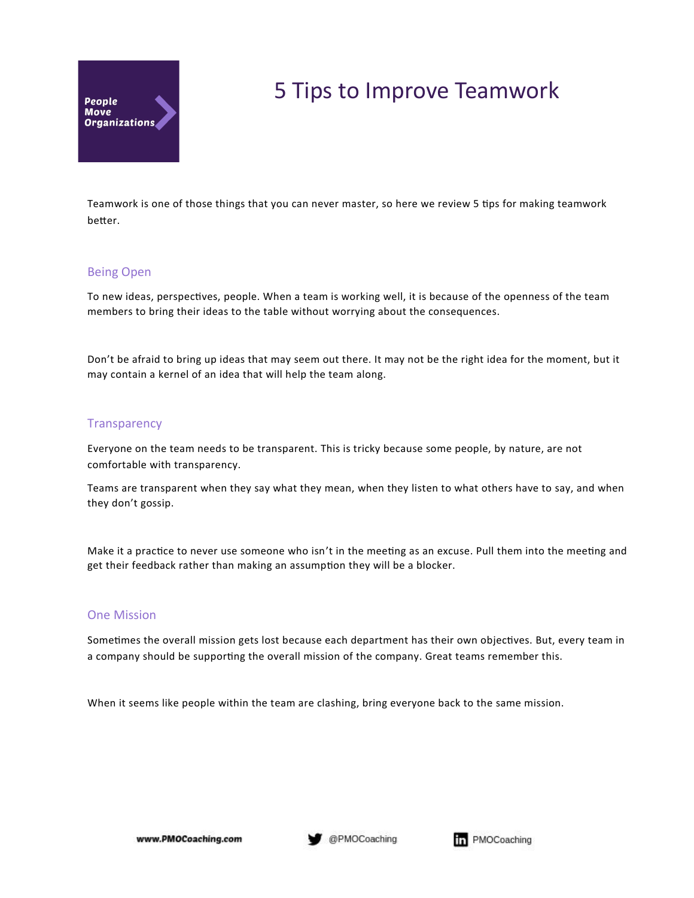# 5 Tips to Improve Teamwork

Teamwork is one of those things that you can never master, so here we review 5 tips for making teamwork better.

## Being Open

To new ideas, perspectives, people. When a team is working well, it is because of the openness of the team members to bring their ideas to the table without worrying about the consequences.

Don't be afraid to bring up ideas that may seem out there. It may not be the right idea for the moment, but it may contain a kernel of an idea that will help the team along.

## Transparency

Everyone on the team needs to be transparent. This is tricky because some people, by nature, are not comfortable with transparency.

Teams are transparent when they say what they mean, when they listen to what others have to say, and when they don't gossip.

Make it a practice to never use someone who isn't in the meeting as an excuse. Pull them into the meeting and get their feedback rather than making an assumption they will be a blocker.

## One Mission

Sometimes the overall mission gets lost because each department has their own objectives. But, every team in a company should be supporting the overall mission of the company. Great teams remember this.

When it seems like people within the team are clashing, bring everyone back to the same mission.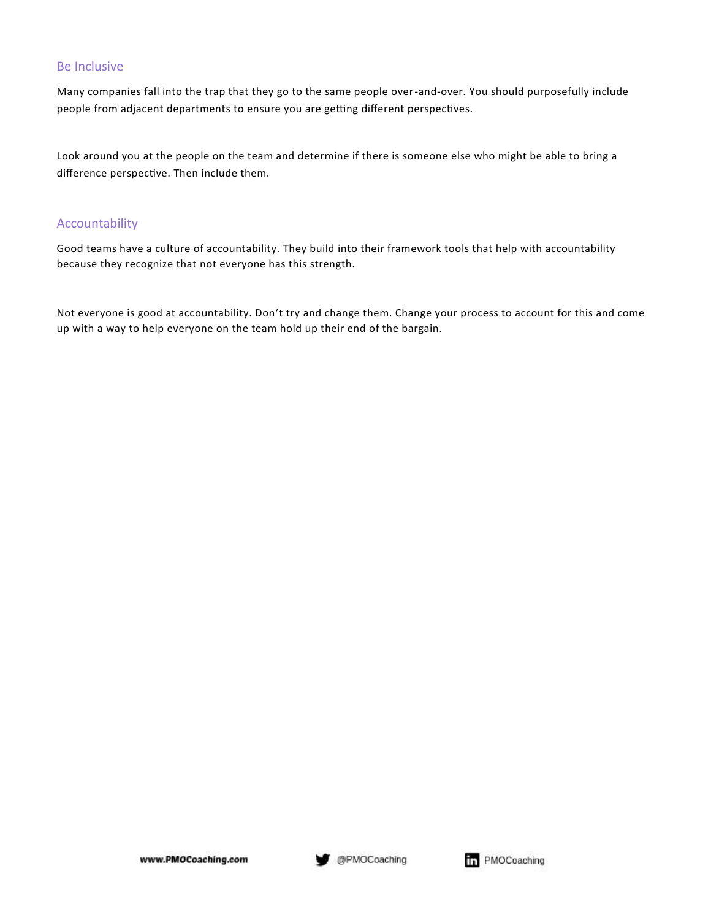## Be Inclusive

Many companies fall into the trap that they go to the same people over-and-over. You should purposefully include people from adjacent departments to ensure you are getting different perspectives.

Look around you at the people on the team and determine if there is someone else who might be able to bring a difference perspective. Then include them.

## Accountability

Good teams have a culture of accountability. They build into their framework tools that help with accountability because they recognize that not everyone has this strength.

Not everyone is good at accountability. Don't try and change them. Change your process to account for this and come up with a way to help everyone on the team hold up their end of the bargain.